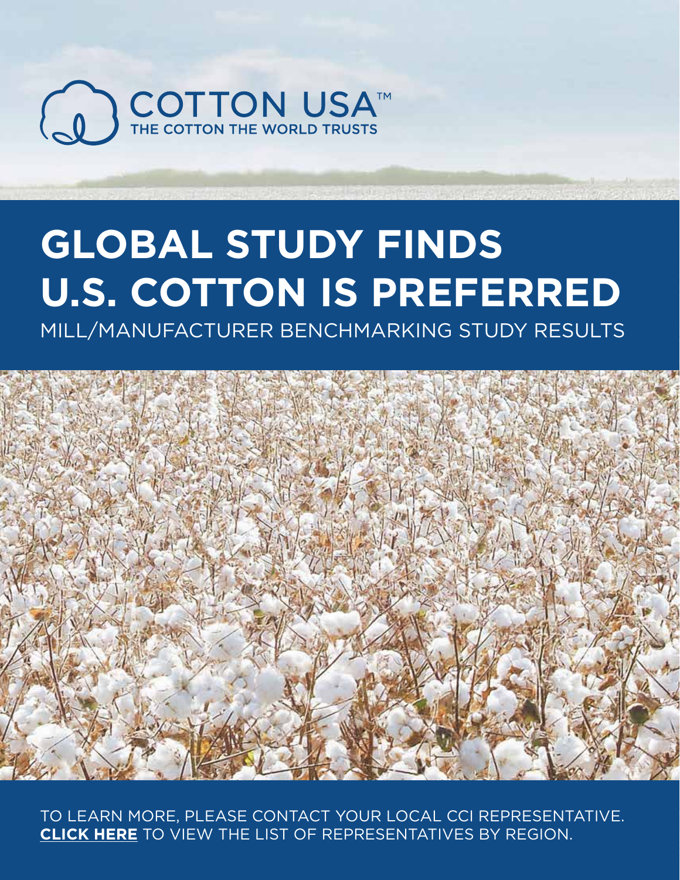COTTON USA™

THE COTTON THE WORLD TRUSTS

# GLOBAL STUDY FINDS U.S. COTTON IS PREFERRED

## MILL/MANUFACTURER BENCHMARKING STUDY RESULTS

TO LEARN MORE, PLEASE CONTACT YOUR LOCAL CCI REPRESENTATIVE.
**CLICK HERE** TO VIEW THE LIST OF REPRESENTATIVES BY REGION.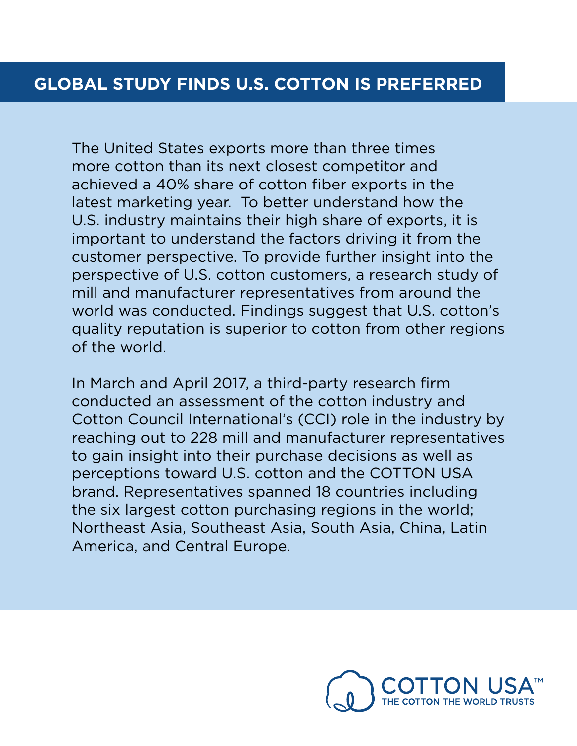## GLOBAL STUDY FINDS U.S. COTTON IS PREFERRED

The United States exports more than three times more cotton than its next closest competitor and achieved a 40% share of cotton fiber exports in the latest marketing year.  To better understand how the U.S. industry maintains their high share of exports, it is important to understand the factors driving it from the customer perspective. To provide further insight into the perspective of U.S. cotton customers, a research study of mill and manufacturer representatives from around the world was conducted. Findings suggest that U.S. cotton's quality reputation is superior to cotton from other regions of the world.

In March and April 2017, a third-party research firm conducted an assessment of the cotton industry and Cotton Council International's (CCI) role in the industry by reaching out to 228 mill and manufacturer representatives to gain insight into their purchase decisions as well as perceptions toward U.S. cotton and the COTTON USA brand. Representatives spanned 18 countries including the six largest cotton purchasing regions in the world; Northeast Asia, Southeast Asia, South Asia, China, Latin America, and Central Europe.

COTTON USA™
THE COTTON THE WORLD TRUSTS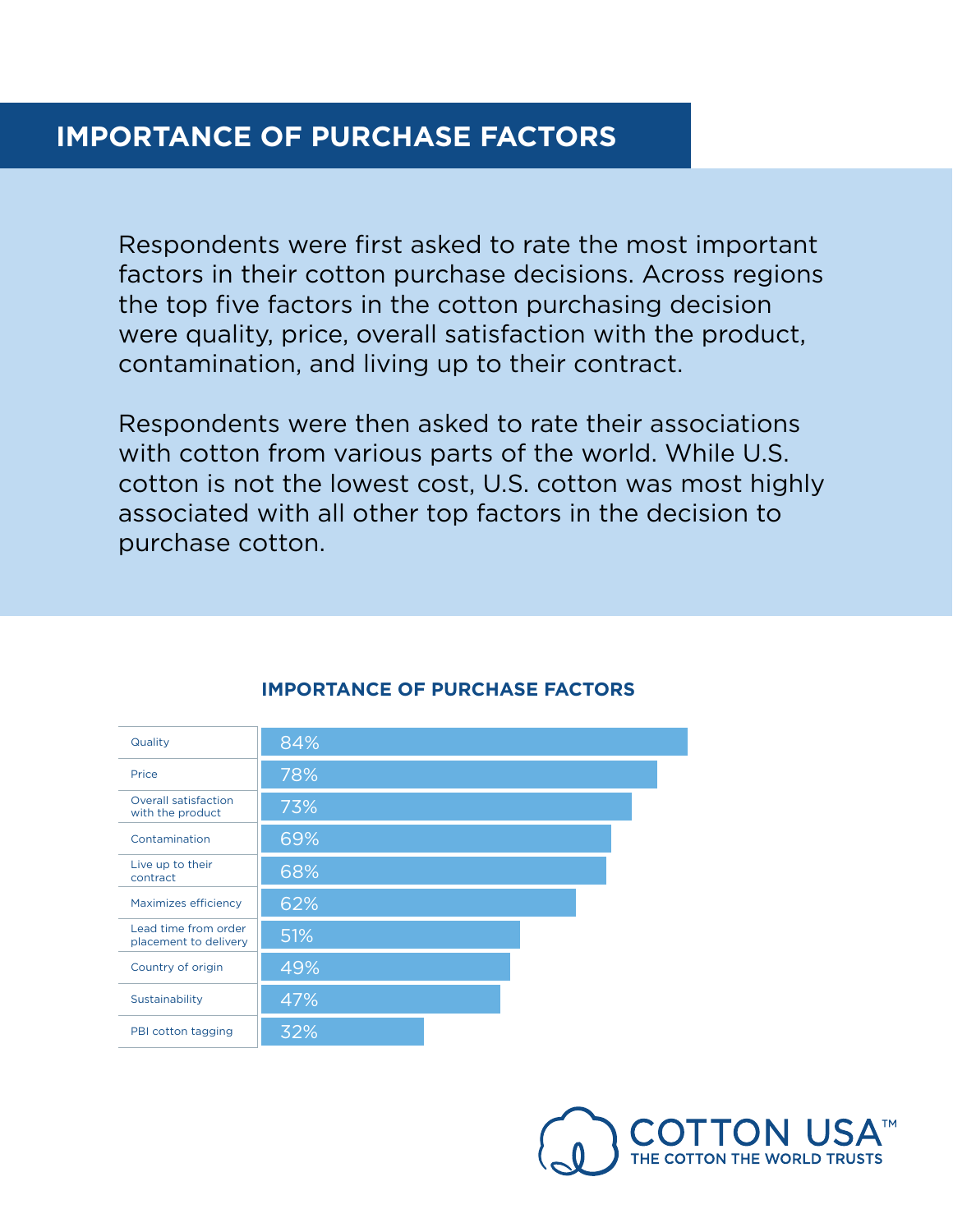# IMPORTANCE OF PURCHASE FACTORS

Respondents were first asked to rate the most important factors in their cotton purchase decisions. Across regions the top five factors in the cotton purchasing decision were quality, price, overall satisfaction with the product, contamination, and living up to their contract.

Respondents were then asked to rate their associations with cotton from various parts of the world. While U.S. cotton is not the lowest cost, U.S. cotton was most highly associated with all other top factors in the decision to purchase cotton.

## IMPORTANCE OF PURCHASE FACTORS

| Factor | Importance |
|---|---|
| Quality | 84% |
| Price | 78% |
| Overall satisfaction with the product | 73% |
| Contamination | 69% |
| Live up to their contract | 68% |
| Maximizes efficiency | 62% |
| Lead time from order placement to delivery | 51% |
| Country of origin | 49% |
| Sustainability | 47% |
| PBI cotton tagging | 32% |

COTTON USA™
THE COTTON THE WORLD TRUSTS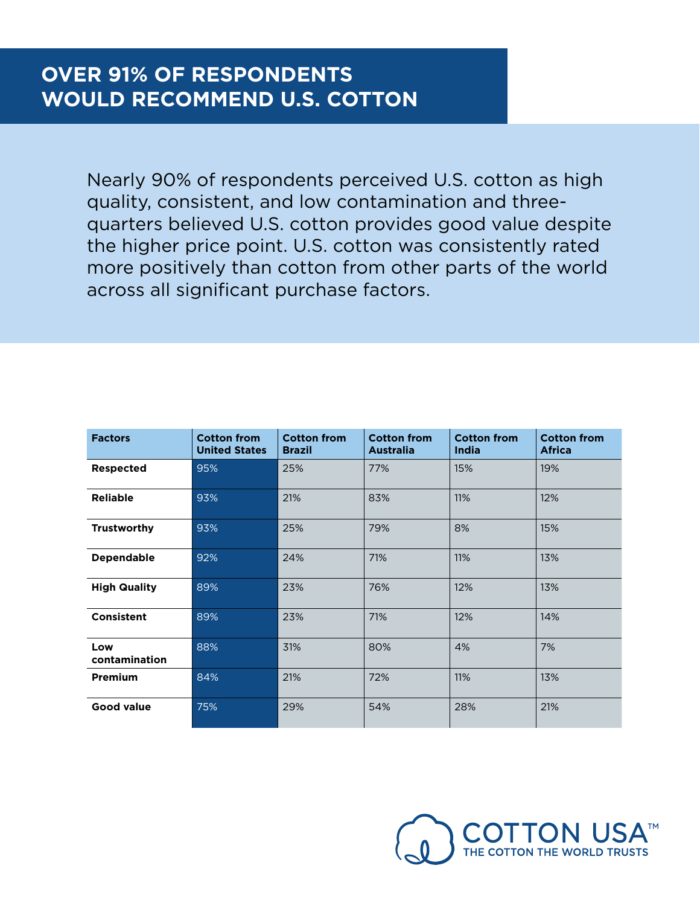# OVER 91% OF RESPONDENTS WOULD RECOMMEND U.S. COTTON

Nearly 90% of respondents perceived U.S. cotton as high quality, consistent, and low contamination and three-quarters believed U.S. cotton provides good value despite the higher price point. U.S. cotton was consistently rated more positively than cotton from other parts of the world across all significant purchase factors.

| Factors | Cotton from United States | Cotton from Brazil | Cotton from Australia | Cotton from India | Cotton from Africa |
|---|---|---|---|---|---|
| Respected | 95% | 25% | 77% | 15% | 19% |
| Reliable | 93% | 21% | 83% | 11% | 12% |
| Trustworthy | 93% | 25% | 79% | 8% | 15% |
| Dependable | 92% | 24% | 71% | 11% | 13% |
| High Quality | 89% | 23% | 76% | 12% | 13% |
| Consistent | 89% | 23% | 71% | 12% | 14% |
| Low contamination | 88% | 31% | 80% | 4% | 7% |
| Premium | 84% | 21% | 72% | 11% | 13% |
| Good value | 75% | 29% | 54% | 28% | 21% |

COTTON USA™
THE COTTON THE WORLD TRUSTS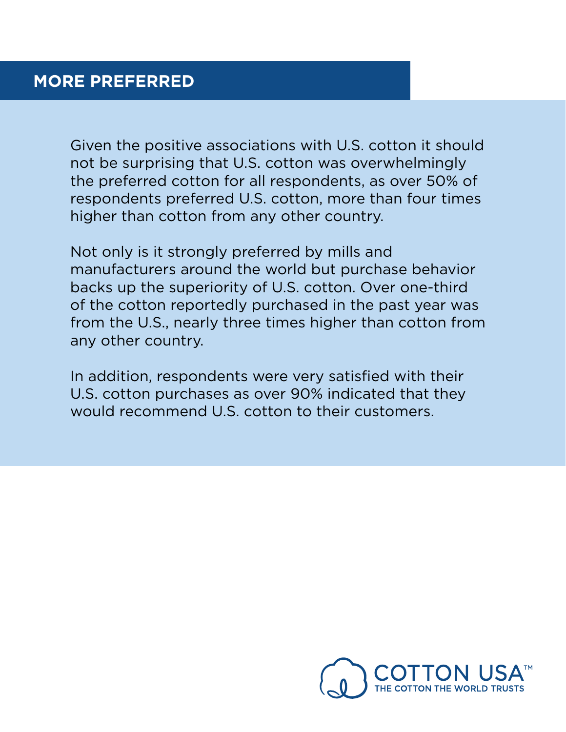## MORE PREFERRED

Given the positive associations with U.S. cotton it should not be surprising that U.S. cotton was overwhelmingly the preferred cotton for all respondents, as over 50% of respondents preferred U.S. cotton, more than four times higher than cotton from any other country.

Not only is it strongly preferred by mills and manufacturers around the world but purchase behavior backs up the superiority of U.S. cotton. Over one-third of the cotton reportedly purchased in the past year was from the U.S., nearly three times higher than cotton from any other country.

In addition, respondents were very satisfied with their U.S. cotton purchases as over 90% indicated that they would recommend U.S. cotton to their customers.

COTTON USA™
THE COTTON THE WORLD TRUSTS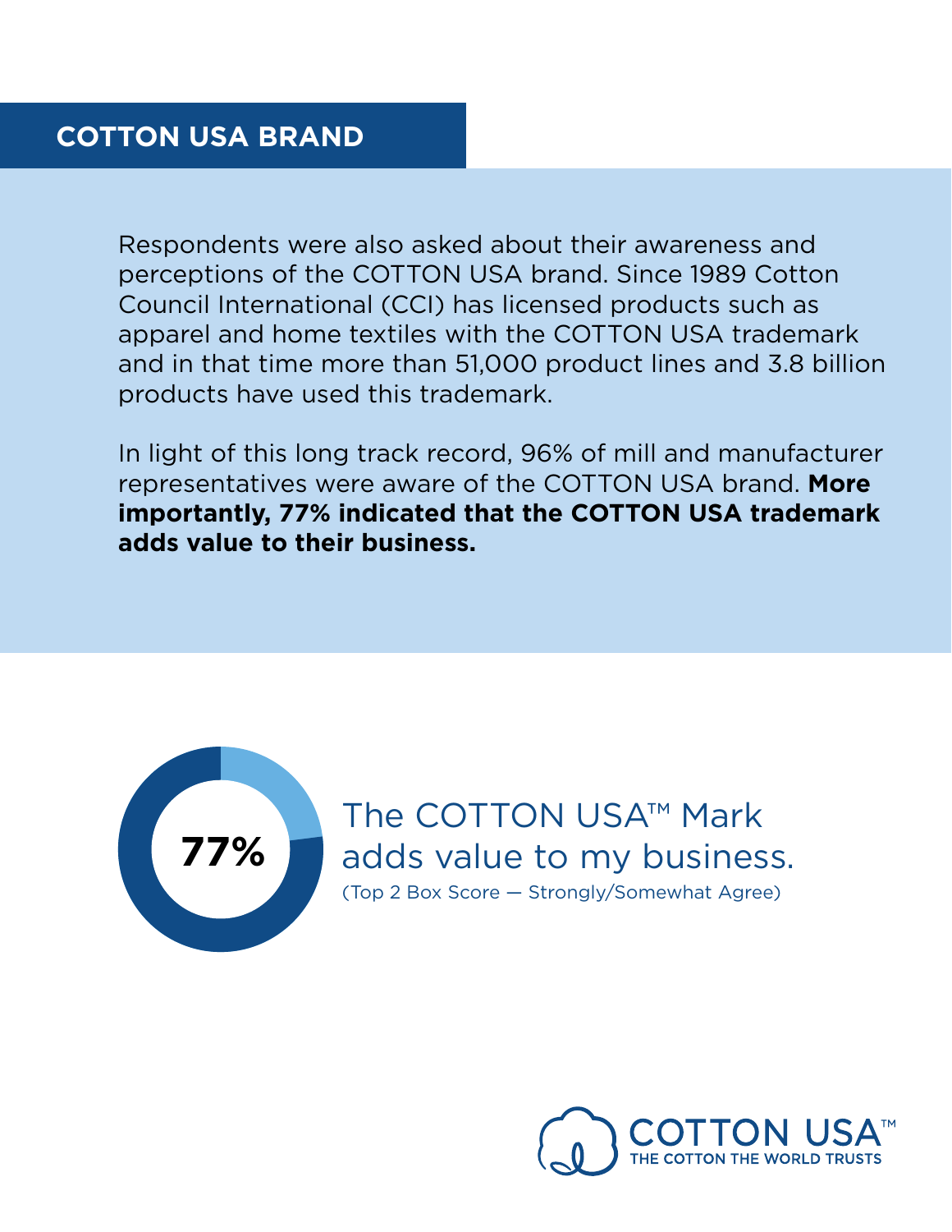## COTTON USA BRAND

Respondents were also asked about their awareness and perceptions of the COTTON USA brand. Since 1989 Cotton Council International (CCI) has licensed products such as apparel and home textiles with the COTTON USA trademark and in that time more than 51,000 product lines and 3.8 billion products have used this trademark.

In light of this long track record, 96% of mill and manufacturer representatives were aware of the COTTON USA brand. **More importantly, 77% indicated that the COTTON USA trademark adds value to their business.**

**77%**

The COTTON USA™ Mark adds value to my business.

(Top 2 Box Score — Strongly/Somewhat Agree)

COTTON USA™

THE COTTON THE WORLD TRUSTS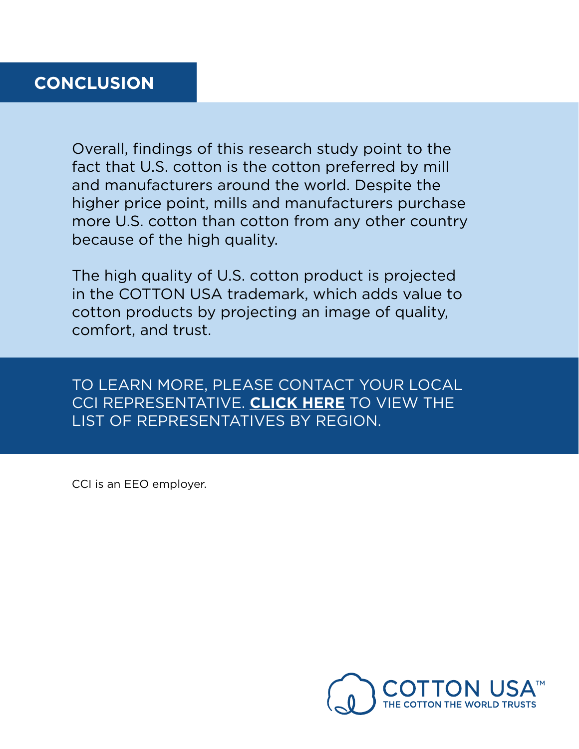## CONCLUSION

Overall, findings of this research study point to the fact that U.S. cotton is the cotton preferred by mill and manufacturers around the world. Despite the higher price point, mills and manufacturers purchase more U.S. cotton than cotton from any other country because of the high quality.

The high quality of U.S. cotton product is projected in the COTTON USA trademark, which adds value to cotton products by projecting an image of quality, comfort, and trust.

TO LEARN MORE, PLEASE CONTACT YOUR LOCAL CCI REPRESENTATIVE. **CLICK HERE** TO VIEW THE LIST OF REPRESENTATIVES BY REGION.

CCI is an EEO employer.

COTTON USA™
THE COTTON THE WORLD TRUSTS